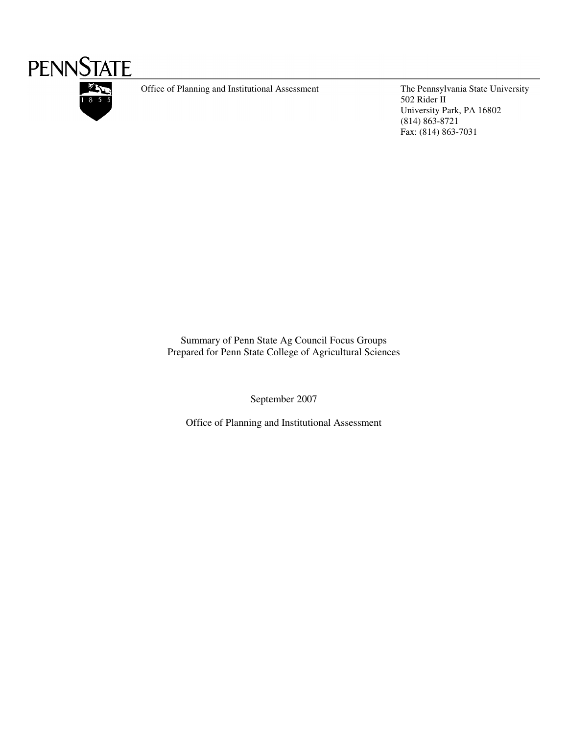PENNSTATE

Office of Planning and Institutional Assessment

The Pennsylvania State University
502 Rider II
University Park, PA 16802
(814) 863-8721
Fax: (814) 863-7031

Summary of Penn State Ag Council Focus Groups
Prepared for Penn State College of Agricultural Sciences

September 2007

Office of Planning and Institutional Assessment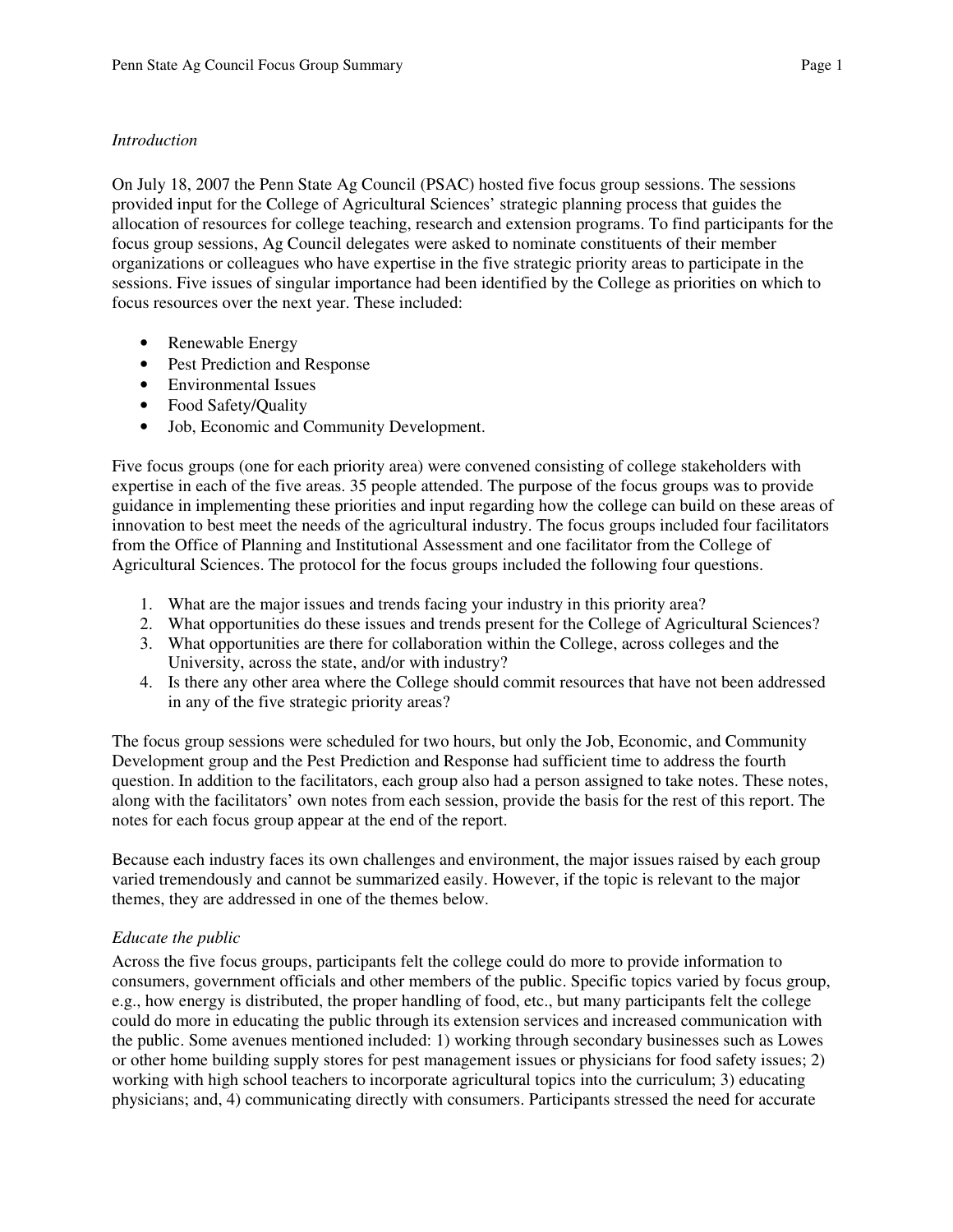*Introduction*

On July 18, 2007 the Penn State Ag Council (PSAC) hosted five focus group sessions. The sessions provided input for the College of Agricultural Sciences' strategic planning process that guides the allocation of resources for college teaching, research and extension programs. To find participants for the focus group sessions, Ag Council delegates were asked to nominate constituents of their member organizations or colleagues who have expertise in the five strategic priority areas to participate in the sessions. Five issues of singular importance had been identified by the College as priorities on which to focus resources over the next year. These included:

- Renewable Energy
- Pest Prediction and Response
- Environmental Issues
- Food Safety/Quality
- Job, Economic and Community Development.

Five focus groups (one for each priority area) were convened consisting of college stakeholders with expertise in each of the five areas. 35 people attended. The purpose of the focus groups was to provide guidance in implementing these priorities and input regarding how the college can build on these areas of innovation to best meet the needs of the agricultural industry. The focus groups included four facilitators from the Office of Planning and Institutional Assessment and one facilitator from the College of Agricultural Sciences. The protocol for the focus groups included the following four questions.

1. What are the major issues and trends facing your industry in this priority area?
2. What opportunities do these issues and trends present for the College of Agricultural Sciences?
3. What opportunities are there for collaboration within the College, across colleges and the University, across the state, and/or with industry?
4. Is there any other area where the College should commit resources that have not been addressed in any of the five strategic priority areas?

The focus group sessions were scheduled for two hours, but only the Job, Economic, and Community Development group and the Pest Prediction and Response had sufficient time to address the fourth question. In addition to the facilitators, each group also had a person assigned to take notes. These notes, along with the facilitators' own notes from each session, provide the basis for the rest of this report. The notes for each focus group appear at the end of the report.

Because each industry faces its own challenges and environment, the major issues raised by each group varied tremendously and cannot be summarized easily. However, if the topic is relevant to the major themes, they are addressed in one of the themes below.

*Educate the public*

Across the five focus groups, participants felt the college could do more to provide information to consumers, government officials and other members of the public. Specific topics varied by focus group, e.g., how energy is distributed, the proper handling of food, etc., but many participants felt the college could do more in educating the public through its extension services and increased communication with the public. Some avenues mentioned included: 1) working through secondary businesses such as Lowes or other home building supply stores for pest management issues or physicians for food safety issues; 2) working with high school teachers to incorporate agricultural topics into the curriculum; 3) educating physicians; and, 4) communicating directly with consumers. Participants stressed the need for accurate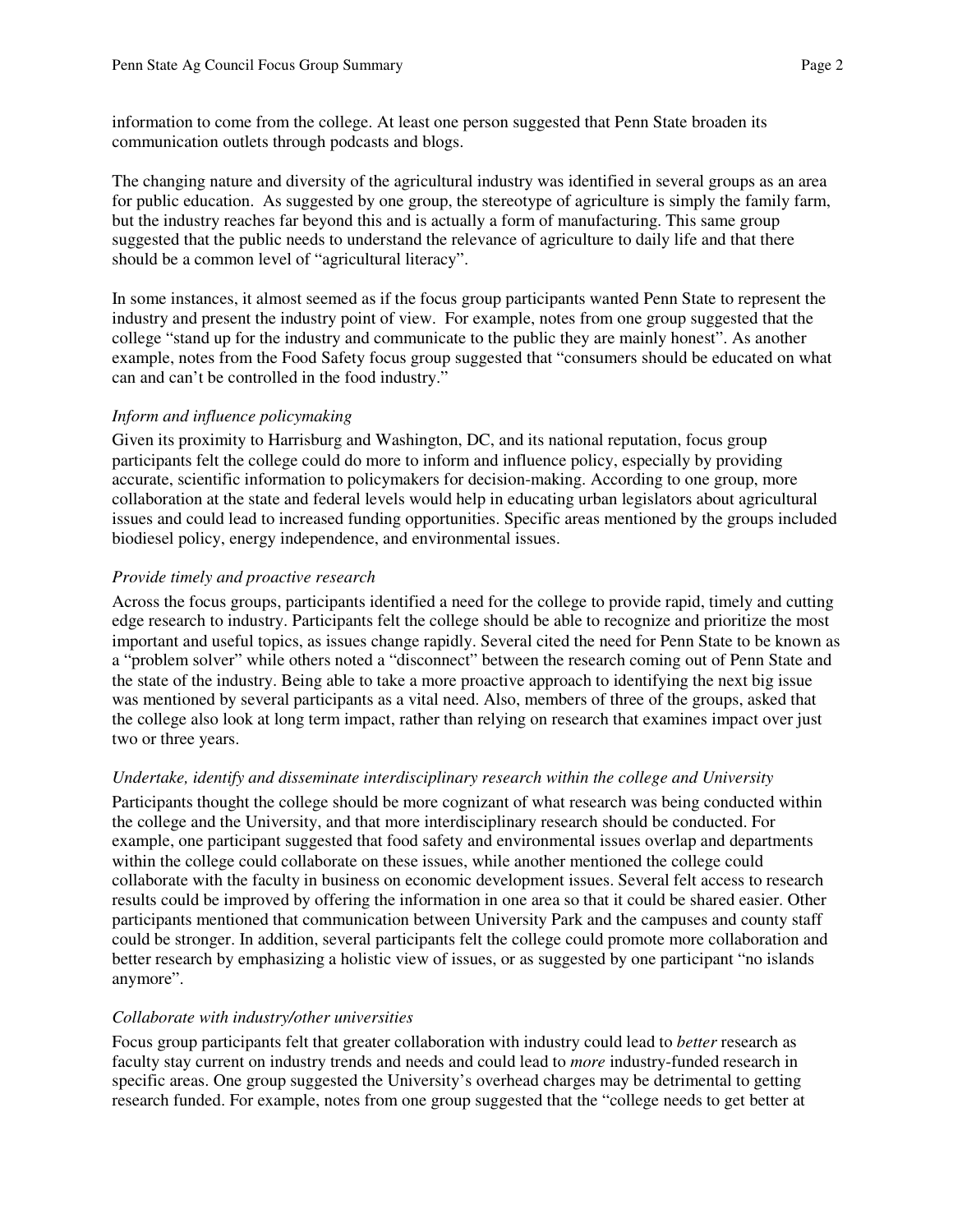information to come from the college. At least one person suggested that Penn State broaden its communication outlets through podcasts and blogs.

The changing nature and diversity of the agricultural industry was identified in several groups as an area for public education. As suggested by one group, the stereotype of agriculture is simply the family farm, but the industry reaches far beyond this and is actually a form of manufacturing. This same group suggested that the public needs to understand the relevance of agriculture to daily life and that there should be a common level of "agricultural literacy".

In some instances, it almost seemed as if the focus group participants wanted Penn State to represent the industry and present the industry point of view. For example, notes from one group suggested that the college "stand up for the industry and communicate to the public they are mainly honest". As another example, notes from the Food Safety focus group suggested that "consumers should be educated on what can and can't be controlled in the food industry."

*Inform and influence policymaking*

Given its proximity to Harrisburg and Washington, DC, and its national reputation, focus group participants felt the college could do more to inform and influence policy, especially by providing accurate, scientific information to policymakers for decision-making. According to one group, more collaboration at the state and federal levels would help in educating urban legislators about agricultural issues and could lead to increased funding opportunities. Specific areas mentioned by the groups included biodiesel policy, energy independence, and environmental issues.

*Provide timely and proactive research*

Across the focus groups, participants identified a need for the college to provide rapid, timely and cutting edge research to industry. Participants felt the college should be able to recognize and prioritize the most important and useful topics, as issues change rapidly. Several cited the need for Penn State to be known as a "problem solver" while others noted a "disconnect" between the research coming out of Penn State and the state of the industry. Being able to take a more proactive approach to identifying the next big issue was mentioned by several participants as a vital need. Also, members of three of the groups, asked that the college also look at long term impact, rather than relying on research that examines impact over just two or three years.

*Undertake, identify and disseminate interdisciplinary research within the college and University*

Participants thought the college should be more cognizant of what research was being conducted within the college and the University, and that more interdisciplinary research should be conducted. For example, one participant suggested that food safety and environmental issues overlap and departments within the college could collaborate on these issues, while another mentioned the college could collaborate with the faculty in business on economic development issues. Several felt access to research results could be improved by offering the information in one area so that it could be shared easier. Other participants mentioned that communication between University Park and the campuses and county staff could be stronger. In addition, several participants felt the college could promote more collaboration and better research by emphasizing a holistic view of issues, or as suggested by one participant "no islands anymore".

*Collaborate with industry/other universities*

Focus group participants felt that greater collaboration with industry could lead to *better* research as faculty stay current on industry trends and needs and could lead to *more* industry-funded research in specific areas. One group suggested the University's overhead charges may be detrimental to getting research funded. For example, notes from one group suggested that the "college needs to get better at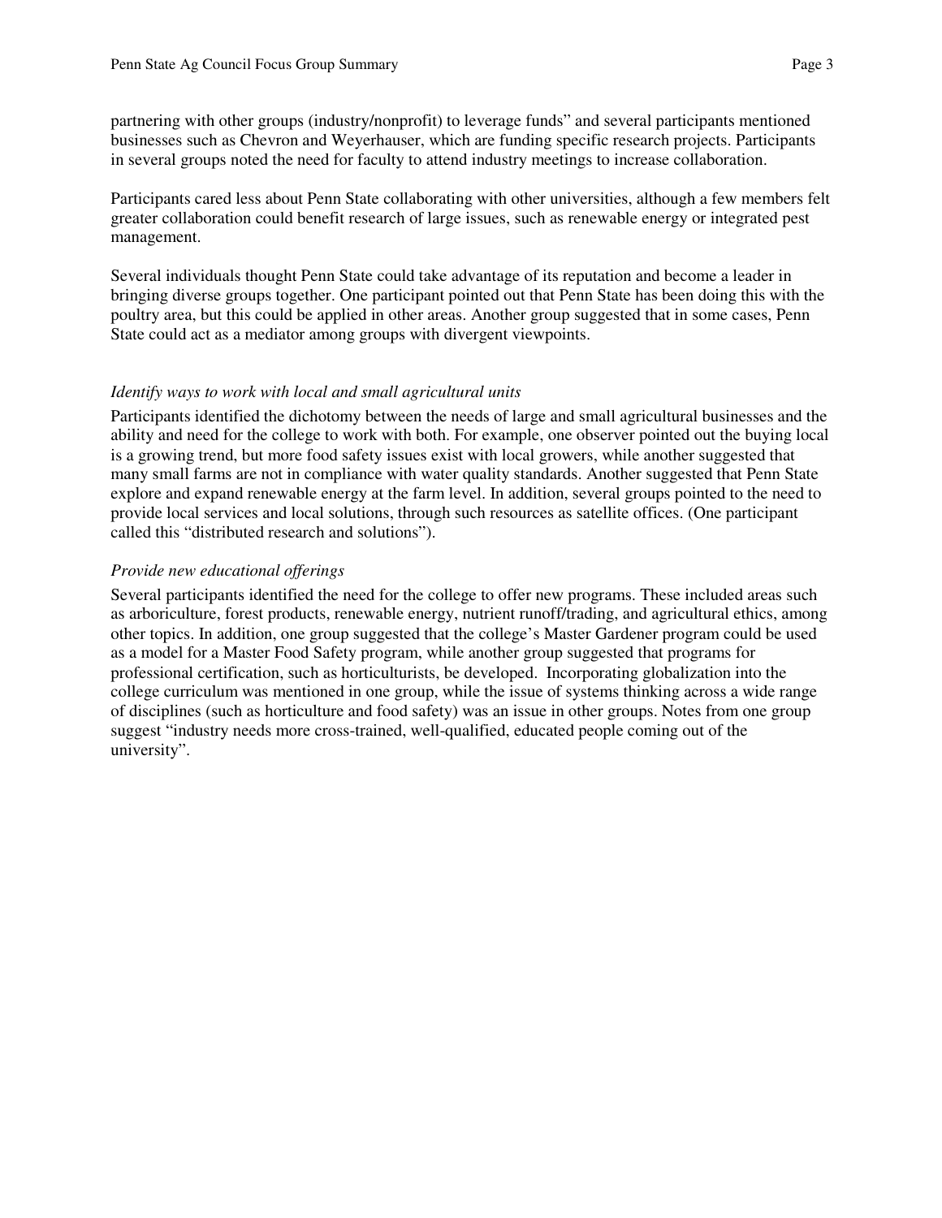partnering with other groups (industry/nonprofit) to leverage funds" and several participants mentioned businesses such as Chevron and Weyerhauser, which are funding specific research projects. Participants in several groups noted the need for faculty to attend industry meetings to increase collaboration.

Participants cared less about Penn State collaborating with other universities, although a few members felt greater collaboration could benefit research of large issues, such as renewable energy or integrated pest management.

Several individuals thought Penn State could take advantage of its reputation and become a leader in bringing diverse groups together. One participant pointed out that Penn State has been doing this with the poultry area, but this could be applied in other areas. Another group suggested that in some cases, Penn State could act as a mediator among groups with divergent viewpoints.

*Identify ways to work with local and small agricultural units*

Participants identified the dichotomy between the needs of large and small agricultural businesses and the ability and need for the college to work with both. For example, one observer pointed out the buying local is a growing trend, but more food safety issues exist with local growers, while another suggested that many small farms are not in compliance with water quality standards. Another suggested that Penn State explore and expand renewable energy at the farm level. In addition, several groups pointed to the need to provide local services and local solutions, through such resources as satellite offices. (One participant called this "distributed research and solutions").

*Provide new educational offerings*

Several participants identified the need for the college to offer new programs. These included areas such as arboriculture, forest products, renewable energy, nutrient runoff/trading, and agricultural ethics, among other topics. In addition, one group suggested that the college's Master Gardener program could be used as a model for a Master Food Safety program, while another group suggested that programs for professional certification, such as horticulturists, be developed. Incorporating globalization into the college curriculum was mentioned in one group, while the issue of systems thinking across a wide range of disciplines (such as horticulture and food safety) was an issue in other groups. Notes from one group suggest "industry needs more cross-trained, well-qualified, educated people coming out of the university".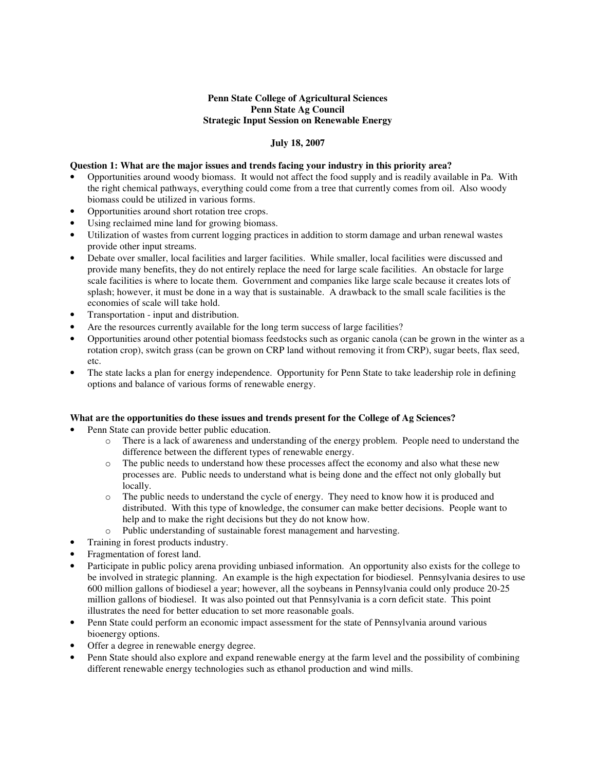**Penn State College of Agricultural Sciences**
**Penn State Ag Council**
**Strategic Input Session on Renewable Energy**

**July 18, 2007**

**Question 1: What are the major issues and trends facing your industry in this priority area?**

- Opportunities around woody biomass. It would not affect the food supply and is readily available in Pa. With the right chemical pathways, everything could come from a tree that currently comes from oil. Also woody biomass could be utilized in various forms.
- Opportunities around short rotation tree crops.
- Using reclaimed mine land for growing biomass.
- Utilization of wastes from current logging practices in addition to storm damage and urban renewal wastes provide other input streams.
- Debate over smaller, local facilities and larger facilities. While smaller, local facilities were discussed and provide many benefits, they do not entirely replace the need for large scale facilities. An obstacle for large scale facilities is where to locate them. Government and companies like large scale because it creates lots of splash; however, it must be done in a way that is sustainable. A drawback to the small scale facilities is the economies of scale will take hold.
- Transportation - input and distribution.
- Are the resources currently available for the long term success of large facilities?
- Opportunities around other potential biomass feedstocks such as organic canola (can be grown in the winter as a rotation crop), switch grass (can be grown on CRP land without removing it from CRP), sugar beets, flax seed, etc.
- The state lacks a plan for energy independence. Opportunity for Penn State to take leadership role in defining options and balance of various forms of renewable energy.

**What are the opportunities do these issues and trends present for the College of Ag Sciences?**

- Penn State can provide better public education.
  - There is a lack of awareness and understanding of the energy problem. People need to understand the difference between the different types of renewable energy.
  - The public needs to understand how these processes affect the economy and also what these new processes are. Public needs to understand what is being done and the effect not only globally but locally.
  - The public needs to understand the cycle of energy. They need to know how it is produced and distributed. With this type of knowledge, the consumer can make better decisions. People want to help and to make the right decisions but they do not know how.
  - Public understanding of sustainable forest management and harvesting.
- Training in forest products industry.
- Fragmentation of forest land.
- Participate in public policy arena providing unbiased information. An opportunity also exists for the college to be involved in strategic planning. An example is the high expectation for biodiesel. Pennsylvania desires to use 600 million gallons of biodiesel a year; however, all the soybeans in Pennsylvania could only produce 20-25 million gallons of biodiesel. It was also pointed out that Pennsylvania is a corn deficit state. This point illustrates the need for better education to set more reasonable goals.
- Penn State could perform an economic impact assessment for the state of Pennsylvania around various bioenergy options.
- Offer a degree in renewable energy degree.
- Penn State should also explore and expand renewable energy at the farm level and the possibility of combining different renewable energy technologies such as ethanol production and wind mills.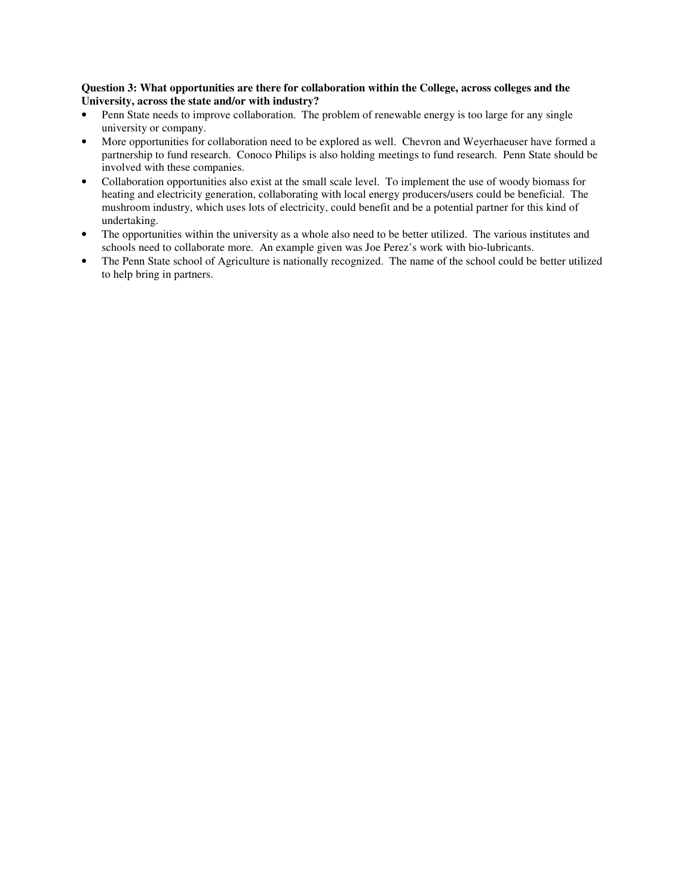**Question 3: What opportunities are there for collaboration within the College, across colleges and the University, across the state and/or with industry?**

- Penn State needs to improve collaboration. The problem of renewable energy is too large for any single university or company.
- More opportunities for collaboration need to be explored as well. Chevron and Weyerhaeuser have formed a partnership to fund research. Conoco Philips is also holding meetings to fund research. Penn State should be involved with these companies.
- Collaboration opportunities also exist at the small scale level. To implement the use of woody biomass for heating and electricity generation, collaborating with local energy producers/users could be beneficial. The mushroom industry, which uses lots of electricity, could benefit and be a potential partner for this kind of undertaking.
- The opportunities within the university as a whole also need to be better utilized. The various institutes and schools need to collaborate more. An example given was Joe Perez's work with bio-lubricants.
- The Penn State school of Agriculture is nationally recognized. The name of the school could be better utilized to help bring in partners.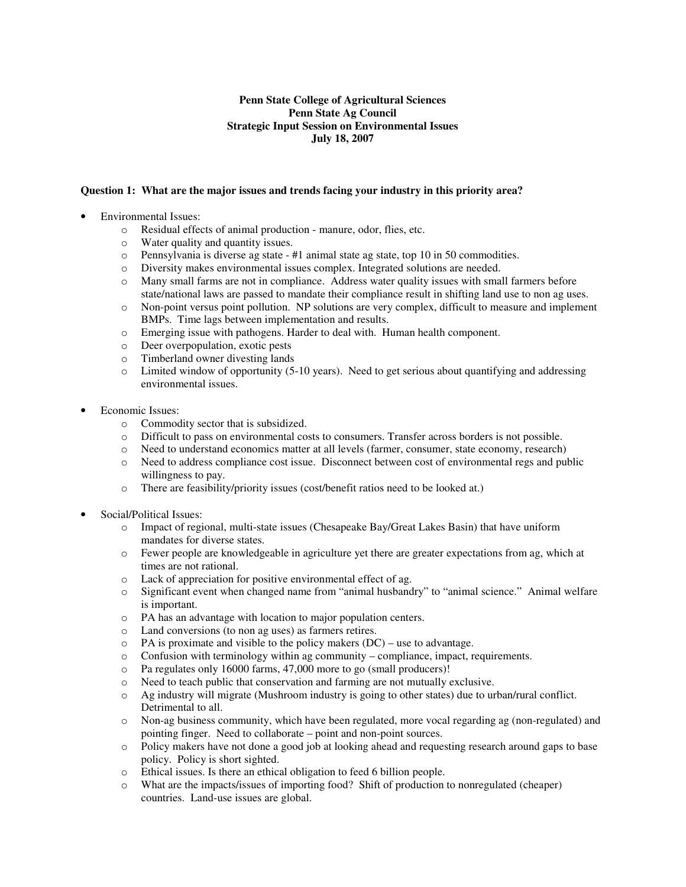**Penn State College of Agricultural Sciences**
**Penn State Ag Council**
**Strategic Input Session on Environmental Issues**
**July 18, 2007**

**Question 1: What are the major issues and trends facing your industry in this priority area?**

- Environmental Issues:
  - Residual effects of animal production - manure, odor, flies, etc.
  - Water quality and quantity issues.
  - Pennsylvania is diverse ag state - #1 animal state ag state, top 10 in 50 commodities.
  - Diversity makes environmental issues complex. Integrated solutions are needed.
  - Many small farms are not in compliance. Address water quality issues with small farmers before state/national laws are passed to mandate their compliance result in shifting land use to non ag uses.
  - Non-point versus point pollution. NP solutions are very complex, difficult to measure and implement BMPs. Time lags between implementation and results.
  - Emerging issue with pathogens. Harder to deal with. Human health component.
  - Deer overpopulation, exotic pests
  - Timberland owner divesting lands
  - Limited window of opportunity (5-10 years). Need to get serious about quantifying and addressing environmental issues.

- Economic Issues:
  - Commodity sector that is subsidized.
  - Difficult to pass on environmental costs to consumers. Transfer across borders is not possible.
  - Need to understand economics matter at all levels (farmer, consumer, state economy, research)
  - Need to address compliance cost issue. Disconnect between cost of environmental regs and public willingness to pay.
  - There are feasibility/priority issues (cost/benefit ratios need to be looked at.)

- Social/Political Issues:
  - Impact of regional, multi-state issues (Chesapeake Bay/Great Lakes Basin) that have uniform mandates for diverse states.
  - Fewer people are knowledgeable in agriculture yet there are greater expectations from ag, which at times are not rational.
  - Lack of appreciation for positive environmental effect of ag.
  - Significant event when changed name from "animal husbandry" to "animal science." Animal welfare is important.
  - PA has an advantage with location to major population centers.
  - Land conversions (to non ag uses) as farmers retires.
  - PA is proximate and visible to the policy makers (DC) – use to advantage.
  - Confusion with terminology within ag community – compliance, impact, requirements.
  - Pa regulates only 16000 farms, 47,000 more to go (small producers)!
  - Need to teach public that conservation and farming are not mutually exclusive.
  - Ag industry will migrate (Mushroom industry is going to other states) due to urban/rural conflict. Detrimental to all.
  - Non-ag business community, which have been regulated, more vocal regarding ag (non-regulated) and pointing finger. Need to collaborate – point and non-point sources.
  - Policy makers have not done a good job at looking ahead and requesting research around gaps to base policy. Policy is short sighted.
  - Ethical issues. Is there an ethical obligation to feed 6 billion people.
  - What are the impacts/issues of importing food? Shift of production to nonregulated (cheaper) countries. Land-use issues are global.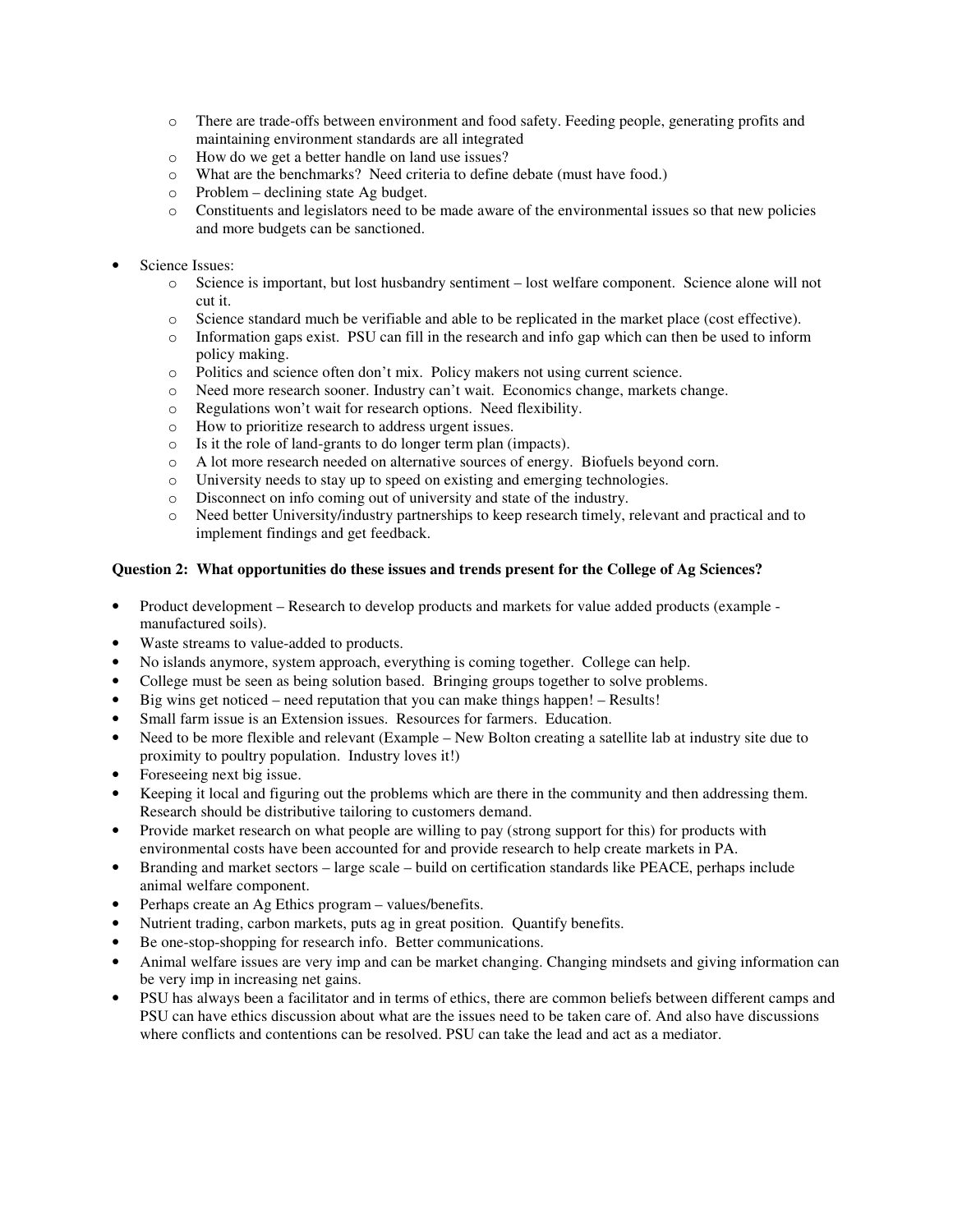- There are trade-offs between environment and food safety. Feeding people, generating profits and maintaining environment standards are all integrated
  - How do we get a better handle on land use issues?
  - What are the benchmarks? Need criteria to define debate (must have food.)
  - Problem – declining state Ag budget.
  - Constituents and legislators need to be made aware of the environmental issues so that new policies and more budgets can be sanctioned.

- Science Issues:
  - Science is important, but lost husbandry sentiment – lost welfare component. Science alone will not cut it.
  - Science standard much be verifiable and able to be replicated in the market place (cost effective).
  - Information gaps exist. PSU can fill in the research and info gap which can then be used to inform policy making.
  - Politics and science often don't mix. Policy makers not using current science.
  - Need more research sooner. Industry can't wait. Economics change, markets change.
  - Regulations won't wait for research options. Need flexibility.
  - How to prioritize research to address urgent issues.
  - Is it the role of land-grants to do longer term plan (impacts).
  - A lot more research needed on alternative sources of energy. Biofuels beyond corn.
  - University needs to stay up to speed on existing and emerging technologies.
  - Disconnect on info coming out of university and state of the industry.
  - Need better University/industry partnerships to keep research timely, relevant and practical and to implement findings and get feedback.

**Question 2: What opportunities do these issues and trends present for the College of Ag Sciences?**

- Product development – Research to develop products and markets for value added products (example - manufactured soils).
- Waste streams to value-added to products.
- No islands anymore, system approach, everything is coming together. College can help.
- College must be seen as being solution based. Bringing groups together to solve problems.
- Big wins get noticed – need reputation that you can make things happen! – Results!
- Small farm issue is an Extension issues. Resources for farmers. Education.
- Need to be more flexible and relevant (Example – New Bolton creating a satellite lab at industry site due to proximity to poultry population. Industry loves it!)
- Foreseeing next big issue.
- Keeping it local and figuring out the problems which are there in the community and then addressing them. Research should be distributive tailoring to customers demand.
- Provide market research on what people are willing to pay (strong support for this) for products with environmental costs have been accounted for and provide research to help create markets in PA.
- Branding and market sectors – large scale – build on certification standards like PEACE, perhaps include animal welfare component.
- Perhaps create an Ag Ethics program – values/benefits.
- Nutrient trading, carbon markets, puts ag in great position. Quantify benefits.
- Be one-stop-shopping for research info. Better communications.
- Animal welfare issues are very imp and can be market changing. Changing mindsets and giving information can be very imp in increasing net gains.
- PSU has always been a facilitator and in terms of ethics, there are common beliefs between different camps and PSU can have ethics discussion about what are the issues need to be taken care of. And also have discussions where conflicts and contentions can be resolved. PSU can take the lead and act as a mediator.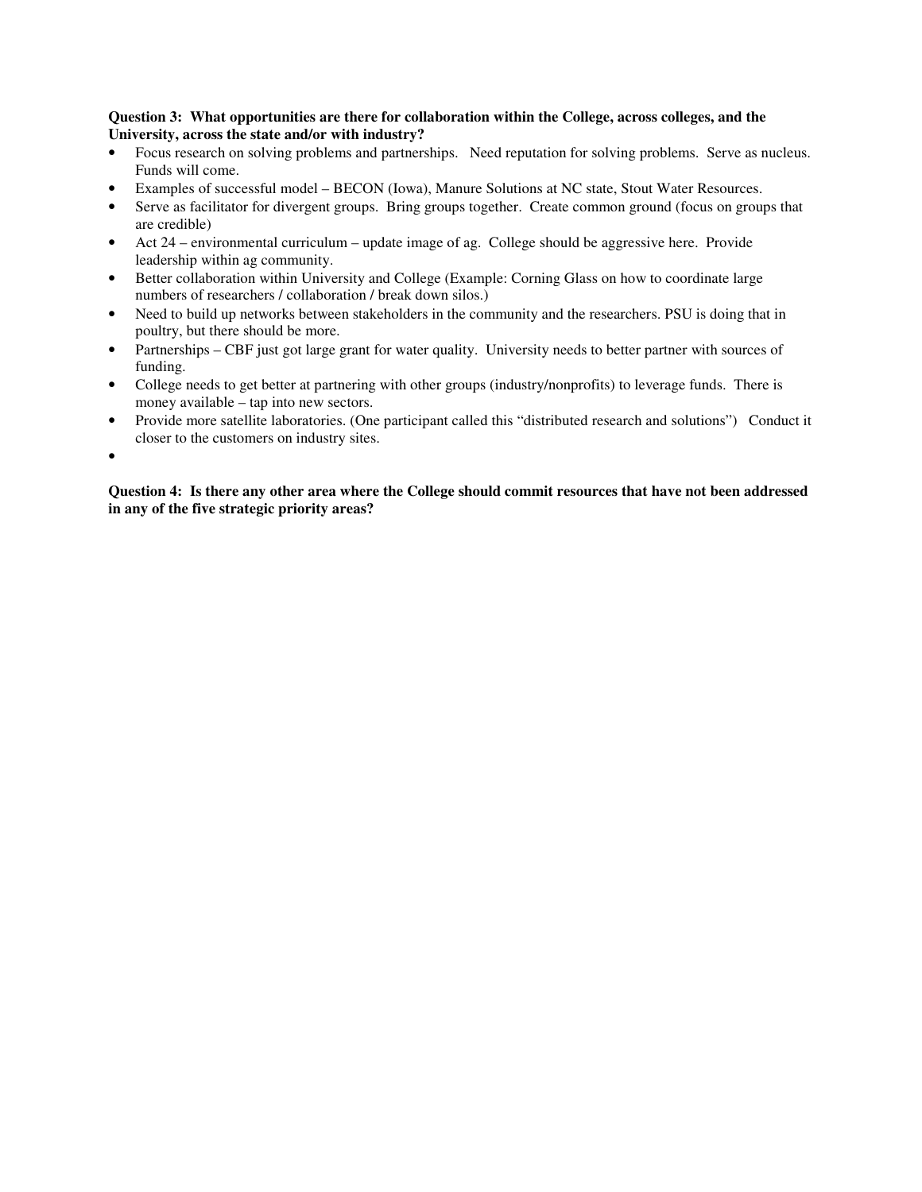**Question 3: What opportunities are there for collaboration within the College, across colleges, and the University, across the state and/or with industry?**

- Focus research on solving problems and partnerships. Need reputation for solving problems. Serve as nucleus. Funds will come.
- Examples of successful model – BECON (Iowa), Manure Solutions at NC state, Stout Water Resources.
- Serve as facilitator for divergent groups. Bring groups together. Create common ground (focus on groups that are credible)
- Act 24 – environmental curriculum – update image of ag. College should be aggressive here. Provide leadership within ag community.
- Better collaboration within University and College (Example: Corning Glass on how to coordinate large numbers of researchers / collaboration / break down silos.)
- Need to build up networks between stakeholders in the community and the researchers. PSU is doing that in poultry, but there should be more.
- Partnerships – CBF just got large grant for water quality. University needs to better partner with sources of funding.
- College needs to get better at partnering with other groups (industry/nonprofits) to leverage funds. There is money available – tap into new sectors.
- Provide more satellite laboratories. (One participant called this "distributed research and solutions") Conduct it closer to the customers on industry sites.
-

**Question 4: Is there any other area where the College should commit resources that have not been addressed in any of the five strategic priority areas?**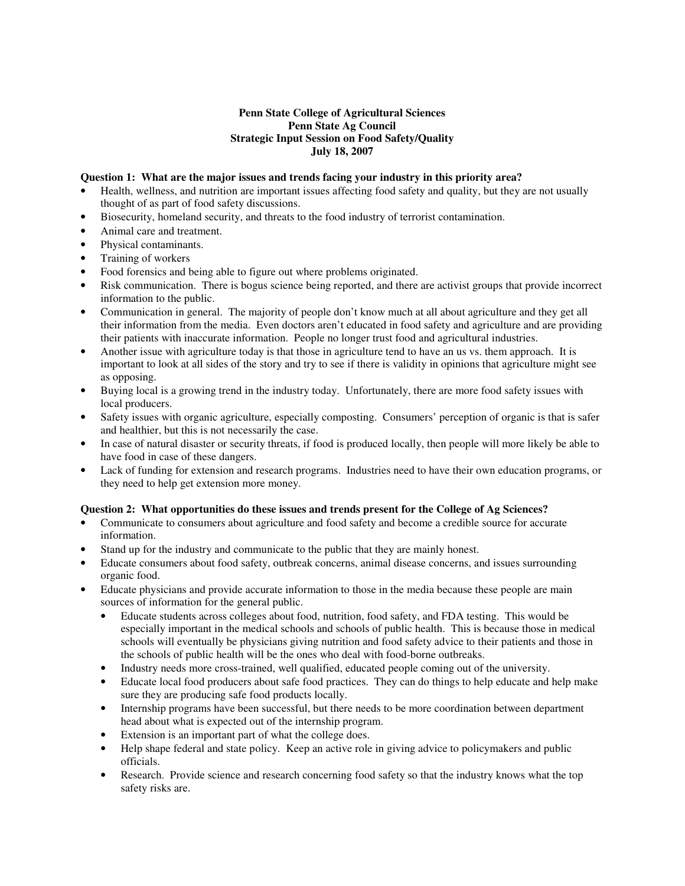**Penn State College of Agricultural Sciences**
**Penn State Ag Council**
**Strategic Input Session on Food Safety/Quality**
**July 18, 2007**

**Question 1: What are the major issues and trends facing your industry in this priority area?**

- Health, wellness, and nutrition are important issues affecting food safety and quality, but they are not usually thought of as part of food safety discussions.
- Biosecurity, homeland security, and threats to the food industry of terrorist contamination.
- Animal care and treatment.
- Physical contaminants.
- Training of workers
- Food forensics and being able to figure out where problems originated.
- Risk communication. There is bogus science being reported, and there are activist groups that provide incorrect information to the public.
- Communication in general. The majority of people don't know much at all about agriculture and they get all their information from the media. Even doctors aren't educated in food safety and agriculture and are providing their patients with inaccurate information. People no longer trust food and agricultural industries.
- Another issue with agriculture today is that those in agriculture tend to have an us vs. them approach. It is important to look at all sides of the story and try to see if there is validity in opinions that agriculture might see as opposing.
- Buying local is a growing trend in the industry today. Unfortunately, there are more food safety issues with local producers.
- Safety issues with organic agriculture, especially composting. Consumers' perception of organic is that is safer and healthier, but this is not necessarily the case.
- In case of natural disaster or security threats, if food is produced locally, then people will more likely be able to have food in case of these dangers.
- Lack of funding for extension and research programs. Industries need to have their own education programs, or they need to help get extension more money.

**Question 2: What opportunities do these issues and trends present for the College of Ag Sciences?**

- Communicate to consumers about agriculture and food safety and become a credible source for accurate information.
- Stand up for the industry and communicate to the public that they are mainly honest.
- Educate consumers about food safety, outbreak concerns, animal disease concerns, and issues surrounding organic food.
- Educate physicians and provide accurate information to those in the media because these people are main sources of information for the general public.
    - Educate students across colleges about food, nutrition, food safety, and FDA testing. This would be especially important in the medical schools and schools of public health. This is because those in medical schools will eventually be physicians giving nutrition and food safety advice to their patients and those in the schools of public health will be the ones who deal with food-borne outbreaks.
    - Industry needs more cross-trained, well qualified, educated people coming out of the university.
    - Educate local food producers about safe food practices. They can do things to help educate and help make sure they are producing safe food products locally.
    - Internship programs have been successful, but there needs to be more coordination between department head about what is expected out of the internship program.
    - Extension is an important part of what the college does.
    - Help shape federal and state policy. Keep an active role in giving advice to policymakers and public officials.
    - Research. Provide science and research concerning food safety so that the industry knows what the top safety risks are.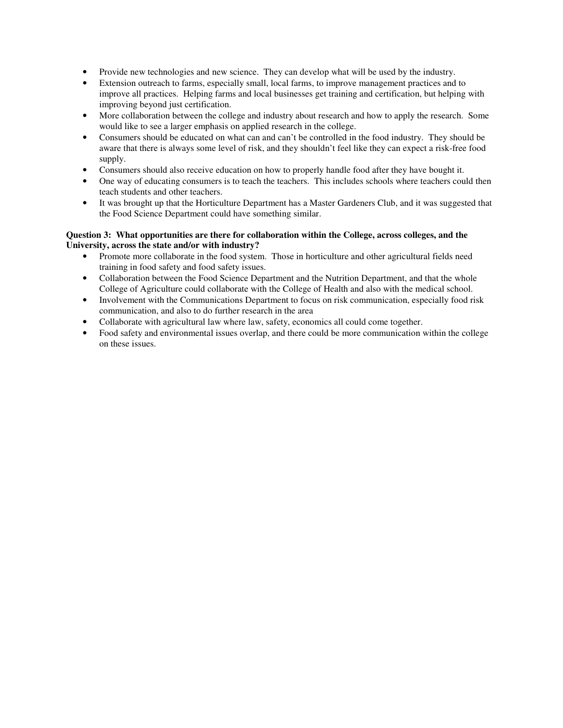- Provide new technologies and new science. They can develop what will be used by the industry.
- Extension outreach to farms, especially small, local farms, to improve management practices and to improve all practices. Helping farms and local businesses get training and certification, but helping with improving beyond just certification.
- More collaboration between the college and industry about research and how to apply the research. Some would like to see a larger emphasis on applied research in the college.
- Consumers should be educated on what can and can't be controlled in the food industry. They should be aware that there is always some level of risk, and they shouldn't feel like they can expect a risk-free food supply.
- Consumers should also receive education on how to properly handle food after they have bought it.
- One way of educating consumers is to teach the teachers. This includes schools where teachers could then teach students and other teachers.
- It was brought up that the Horticulture Department has a Master Gardeners Club, and it was suggested that the Food Science Department could have something similar.

**Question 3: What opportunities are there for collaboration within the College, across colleges, and the University, across the state and/or with industry?**

- Promote more collaborate in the food system. Those in horticulture and other agricultural fields need training in food safety and food safety issues.
- Collaboration between the Food Science Department and the Nutrition Department, and that the whole College of Agriculture could collaborate with the College of Health and also with the medical school.
- Involvement with the Communications Department to focus on risk communication, especially food risk communication, and also to do further research in the area
- Collaborate with agricultural law where law, safety, economics all could come together.
- Food safety and environmental issues overlap, and there could be more communication within the college on these issues.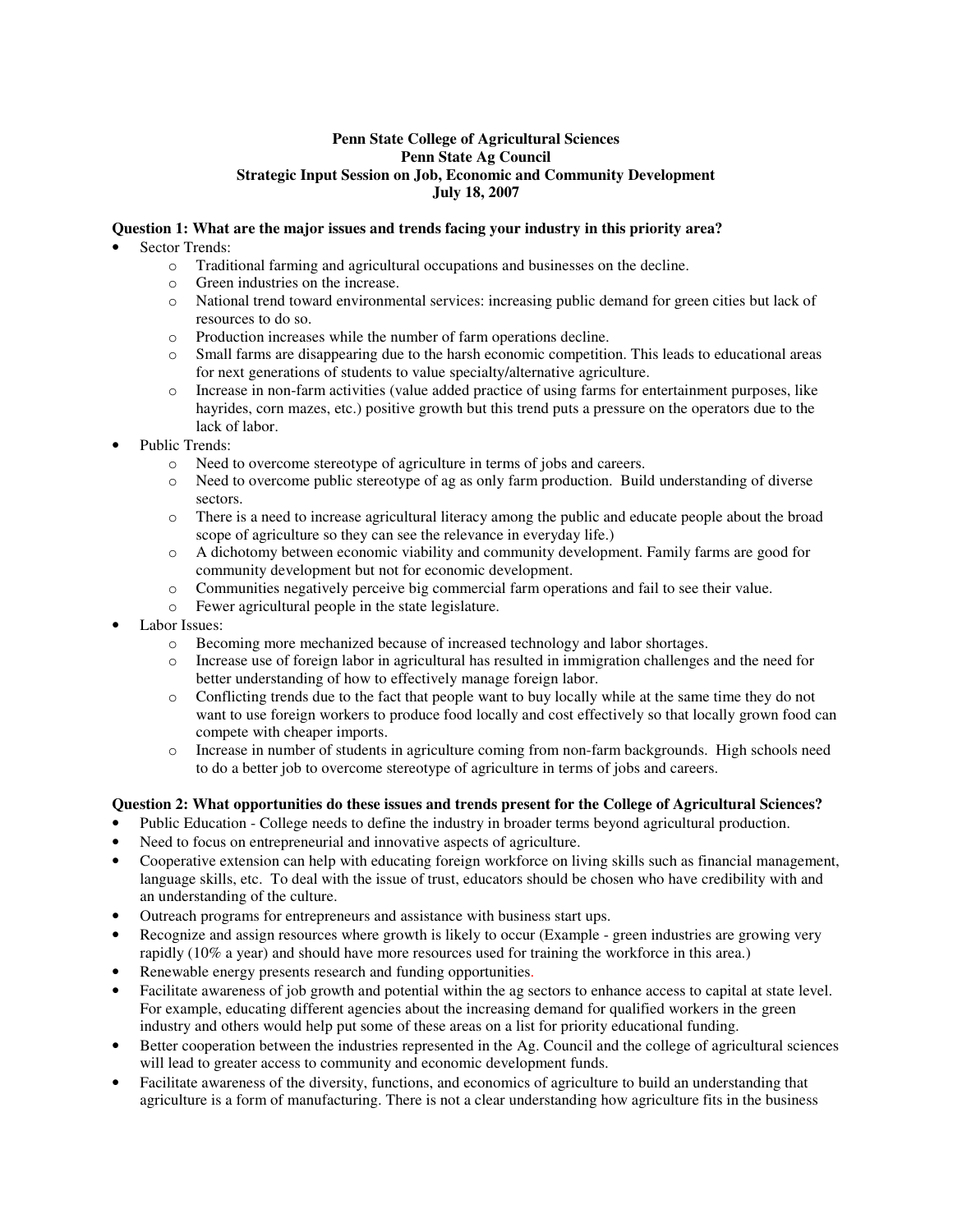**Penn State College of Agricultural Sciences**
**Penn State Ag Council**
**Strategic Input Session on Job, Economic and Community Development**
**July 18, 2007**

**Question 1: What are the major issues and trends facing your industry in this priority area?**

- Sector Trends:
  - Traditional farming and agricultural occupations and businesses on the decline.
  - Green industries on the increase.
  - National trend toward environmental services: increasing public demand for green cities but lack of resources to do so.
  - Production increases while the number of farm operations decline.
  - Small farms are disappearing due to the harsh economic competition. This leads to educational areas for next generations of students to value specialty/alternative agriculture.
  - Increase in non-farm activities (value added practice of using farms for entertainment purposes, like hayrides, corn mazes, etc.) positive growth but this trend puts a pressure on the operators due to the lack of labor.
- Public Trends:
  - Need to overcome stereotype of agriculture in terms of jobs and careers.
  - Need to overcome public stereotype of ag as only farm production. Build understanding of diverse sectors.
  - There is a need to increase agricultural literacy among the public and educate people about the broad scope of agriculture so they can see the relevance in everyday life.)
  - A dichotomy between economic viability and community development. Family farms are good for community development but not for economic development.
  - Communities negatively perceive big commercial farm operations and fail to see their value.
  - Fewer agricultural people in the state legislature.
- Labor Issues:
  - Becoming more mechanized because of increased technology and labor shortages.
  - Increase use of foreign labor in agricultural has resulted in immigration challenges and the need for better understanding of how to effectively manage foreign labor.
  - Conflicting trends due to the fact that people want to buy locally while at the same time they do not want to use foreign workers to produce food locally and cost effectively so that locally grown food can compete with cheaper imports.
  - Increase in number of students in agriculture coming from non-farm backgrounds. High schools need to do a better job to overcome stereotype of agriculture in terms of jobs and careers.

**Question 2: What opportunities do these issues and trends present for the College of Agricultural Sciences?**

- Public Education - College needs to define the industry in broader terms beyond agricultural production.
- Need to focus on entrepreneurial and innovative aspects of agriculture.
- Cooperative extension can help with educating foreign workforce on living skills such as financial management, language skills, etc. To deal with the issue of trust, educators should be chosen who have credibility with and an understanding of the culture.
- Outreach programs for entrepreneurs and assistance with business start ups.
- Recognize and assign resources where growth is likely to occur (Example - green industries are growing very rapidly (10% a year) and should have more resources used for training the workforce in this area.)
- Renewable energy presents research and funding opportunities.
- Facilitate awareness of job growth and potential within the ag sectors to enhance access to capital at state level. For example, educating different agencies about the increasing demand for qualified workers in the green industry and others would help put some of these areas on a list for priority educational funding.
- Better cooperation between the industries represented in the Ag. Council and the college of agricultural sciences will lead to greater access to community and economic development funds.
- Facilitate awareness of the diversity, functions, and economics of agriculture to build an understanding that agriculture is a form of manufacturing. There is not a clear understanding how agriculture fits in the business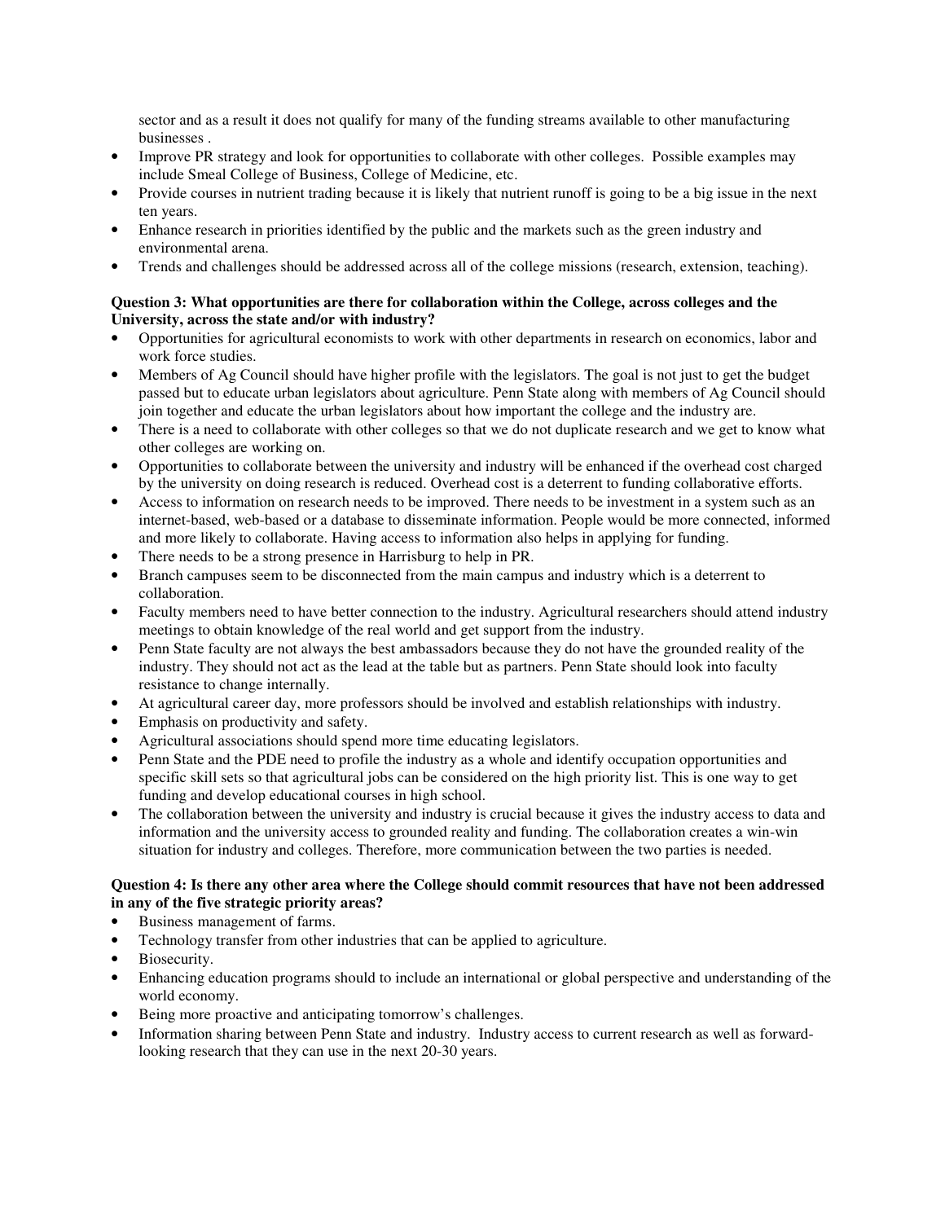sector and as a result it does not qualify for many of the funding streams available to other manufacturing businesses .

- Improve PR strategy and look for opportunities to collaborate with other colleges. Possible examples may include Smeal College of Business, College of Medicine, etc.
- Provide courses in nutrient trading because it is likely that nutrient runoff is going to be a big issue in the next ten years.
- Enhance research in priorities identified by the public and the markets such as the green industry and environmental arena.
- Trends and challenges should be addressed across all of the college missions (research, extension, teaching).

**Question 3: What opportunities are there for collaboration within the College, across colleges and the University, across the state and/or with industry?**

- Opportunities for agricultural economists to work with other departments in research on economics, labor and work force studies.
- Members of Ag Council should have higher profile with the legislators. The goal is not just to get the budget passed but to educate urban legislators about agriculture. Penn State along with members of Ag Council should join together and educate the urban legislators about how important the college and the industry are.
- There is a need to collaborate with other colleges so that we do not duplicate research and we get to know what other colleges are working on.
- Opportunities to collaborate between the university and industry will be enhanced if the overhead cost charged by the university on doing research is reduced. Overhead cost is a deterrent to funding collaborative efforts.
- Access to information on research needs to be improved. There needs to be investment in a system such as an internet-based, web-based or a database to disseminate information. People would be more connected, informed and more likely to collaborate. Having access to information also helps in applying for funding.
- There needs to be a strong presence in Harrisburg to help in PR.
- Branch campuses seem to be disconnected from the main campus and industry which is a deterrent to collaboration.
- Faculty members need to have better connection to the industry. Agricultural researchers should attend industry meetings to obtain knowledge of the real world and get support from the industry.
- Penn State faculty are not always the best ambassadors because they do not have the grounded reality of the industry. They should not act as the lead at the table but as partners. Penn State should look into faculty resistance to change internally.
- At agricultural career day, more professors should be involved and establish relationships with industry.
- Emphasis on productivity and safety.
- Agricultural associations should spend more time educating legislators.
- Penn State and the PDE need to profile the industry as a whole and identify occupation opportunities and specific skill sets so that agricultural jobs can be considered on the high priority list. This is one way to get funding and develop educational courses in high school.
- The collaboration between the university and industry is crucial because it gives the industry access to data and information and the university access to grounded reality and funding. The collaboration creates a win-win situation for industry and colleges. Therefore, more communication between the two parties is needed.

**Question 4: Is there any other area where the College should commit resources that have not been addressed in any of the five strategic priority areas?**

- Business management of farms.
- Technology transfer from other industries that can be applied to agriculture.
- Biosecurity.
- Enhancing education programs should to include an international or global perspective and understanding of the world economy.
- Being more proactive and anticipating tomorrow's challenges.
- Information sharing between Penn State and industry. Industry access to current research as well as forward-looking research that they can use in the next 20-30 years.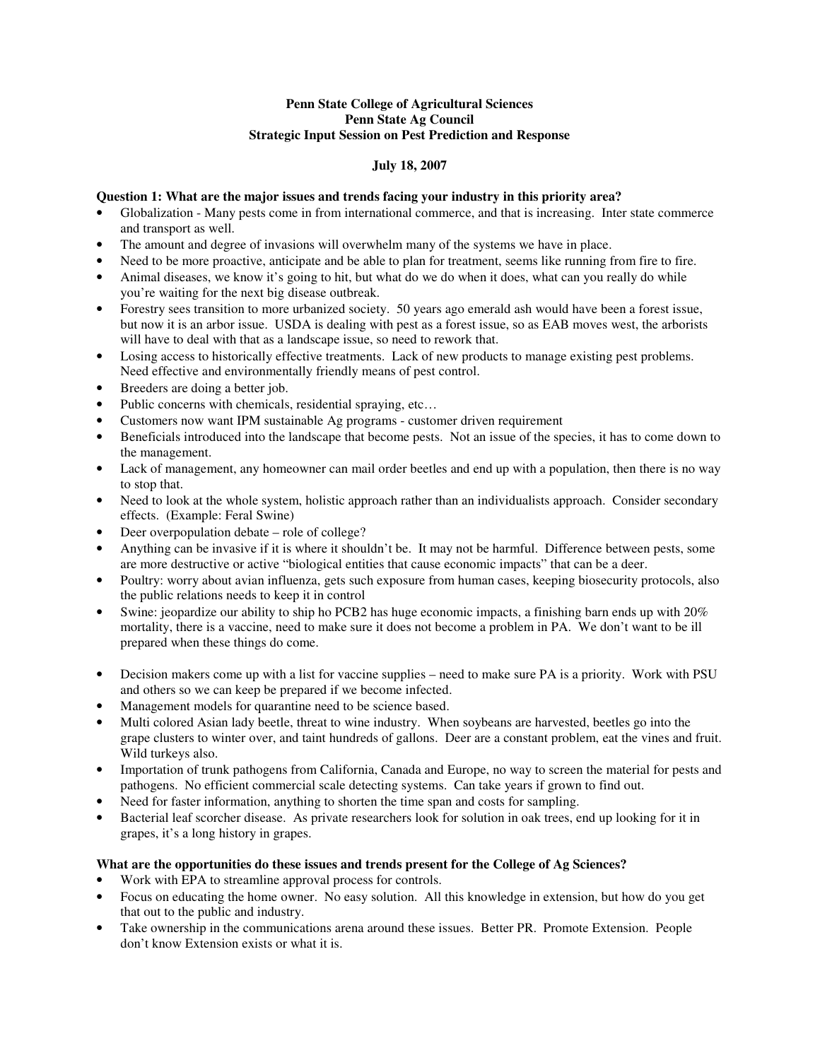**Penn State College of Agricultural Sciences**
**Penn State Ag Council**
**Strategic Input Session on Pest Prediction and Response**

**July 18, 2007**

**Question 1: What are the major issues and trends facing your industry in this priority area?**

- Globalization - Many pests come in from international commerce, and that is increasing. Inter state commerce and transport as well.
- The amount and degree of invasions will overwhelm many of the systems we have in place.
- Need to be more proactive, anticipate and be able to plan for treatment, seems like running from fire to fire.
- Animal diseases, we know it's going to hit, but what do we do when it does, what can you really do while you're waiting for the next big disease outbreak.
- Forestry sees transition to more urbanized society. 50 years ago emerald ash would have been a forest issue, but now it is an arbor issue. USDA is dealing with pest as a forest issue, so as EAB moves west, the arborists will have to deal with that as a landscape issue, so need to rework that.
- Losing access to historically effective treatments. Lack of new products to manage existing pest problems. Need effective and environmentally friendly means of pest control.
- Breeders are doing a better job.
- Public concerns with chemicals, residential spraying, etc…
- Customers now want IPM sustainable Ag programs - customer driven requirement
- Beneficials introduced into the landscape that become pests. Not an issue of the species, it has to come down to the management.
- Lack of management, any homeowner can mail order beetles and end up with a population, then there is no way to stop that.
- Need to look at the whole system, holistic approach rather than an individualists approach. Consider secondary effects. (Example: Feral Swine)
- Deer overpopulation debate – role of college?
- Anything can be invasive if it is where it shouldn't be. It may not be harmful. Difference between pests, some are more destructive or active "biological entities that cause economic impacts" that can be a deer.
- Poultry: worry about avian influenza, gets such exposure from human cases, keeping biosecurity protocols, also the public relations needs to keep it in control
- Swine: jeopardize our ability to ship ho PCB2 has huge economic impacts, a finishing barn ends up with 20% mortality, there is a vaccine, need to make sure it does not become a problem in PA. We don't want to be ill prepared when these things do come.
- Decision makers come up with a list for vaccine supplies – need to make sure PA is a priority. Work with PSU and others so we can keep be prepared if we become infected.
- Management models for quarantine need to be science based.
- Multi colored Asian lady beetle, threat to wine industry. When soybeans are harvested, beetles go into the grape clusters to winter over, and taint hundreds of gallons. Deer are a constant problem, eat the vines and fruit. Wild turkeys also.
- Importation of trunk pathogens from California, Canada and Europe, no way to screen the material for pests and pathogens. No efficient commercial scale detecting systems. Can take years if grown to find out.
- Need for faster information, anything to shorten the time span and costs for sampling.
- Bacterial leaf scorcher disease. As private researchers look for solution in oak trees, end up looking for it in grapes, it's a long history in grapes.

**What are the opportunities do these issues and trends present for the College of Ag Sciences?**

- Work with EPA to streamline approval process for controls.
- Focus on educating the home owner. No easy solution. All this knowledge in extension, but how do you get that out to the public and industry.
- Take ownership in the communications arena around these issues. Better PR. Promote Extension. People don't know Extension exists or what it is.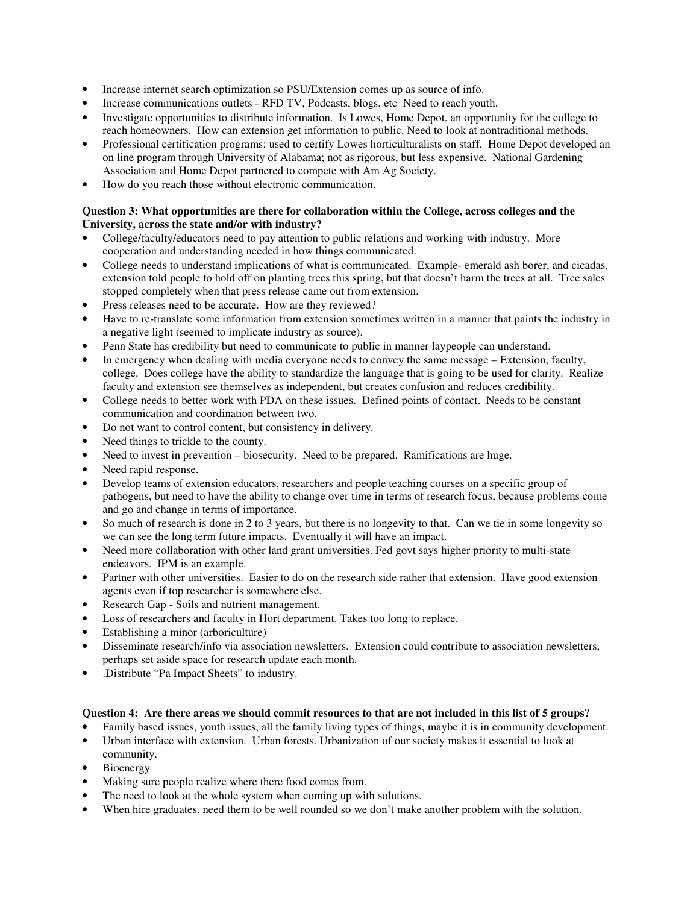- Increase internet search optimization so PSU/Extension comes up as source of info.
- Increase communications outlets - RFD TV, Podcasts, blogs, etc Need to reach youth.
- Investigate opportunities to distribute information. Is Lowes, Home Depot, an opportunity for the college to reach homeowners. How can extension get information to public. Need to look at nontraditional methods.
- Professional certification programs: used to certify Lowes horticulturalists on staff. Home Depot developed an on line program through University of Alabama; not as rigorous, but less expensive. National Gardening Association and Home Depot partnered to compete with Am Ag Society.
- How do you reach those without electronic communication.

**Question 3: What opportunities are there for collaboration within the College, across colleges and the University, across the state and/or with industry?**

- College/faculty/educators need to pay attention to public relations and working with industry. More cooperation and understanding needed in how things communicated.
- College needs to understand implications of what is communicated. Example- emerald ash borer, and cicadas, extension told people to hold off on planting trees this spring, but that doesn't harm the trees at all. Tree sales stopped completely when that press release came out from extension.
- Press releases need to be accurate. How are they reviewed?
- Have to re-translate some information from extension sometimes written in a manner that paints the industry in a negative light (seemed to implicate industry as source).
- Penn State has credibility but need to communicate to public in manner laypeople can understand.
- In emergency when dealing with media everyone needs to convey the same message – Extension, faculty, college. Does college have the ability to standardize the language that is going to be used for clarity. Realize faculty and extension see themselves as independent, but creates confusion and reduces credibility.
- College needs to better work with PDA on these issues. Defined points of contact. Needs to be constant communication and coordination between two.
- Do not want to control content, but consistency in delivery.
- Need things to trickle to the county.
- Need to invest in prevention – biosecurity. Need to be prepared. Ramifications are huge.
- Need rapid response.
- Develop teams of extension educators, researchers and people teaching courses on a specific group of pathogens, but need to have the ability to change over time in terms of research focus, because problems come and go and change in terms of importance.
- So much of research is done in 2 to 3 years, but there is no longevity to that. Can we tie in some longevity so we can see the long term future impacts. Eventually it will have an impact.
- Need more collaboration with other land grant universities. Fed govt says higher priority to multi-state endeavors. IPM is an example.
- Partner with other universities. Easier to do on the research side rather that extension. Have good extension agents even if top researcher is somewhere else.
- Research Gap - Soils and nutrient management.
- Loss of researchers and faculty in Hort department. Takes too long to replace.
- Establishing a minor (arboriculture)
- Disseminate research/info via association newsletters. Extension could contribute to association newsletters, perhaps set aside space for research update each month.
- .Distribute "Pa Impact Sheets" to industry.

**Question 4: Are there areas we should commit resources to that are not included in this list of 5 groups?**

- Family based issues, youth issues, all the family living types of things, maybe it is in community development.
- Urban interface with extension. Urban forests. Urbanization of our society makes it essential to look at community.
- Bioenergy
- Making sure people realize where there food comes from.
- The need to look at the whole system when coming up with solutions.
- When hire graduates, need them to be well rounded so we don't make another problem with the solution.